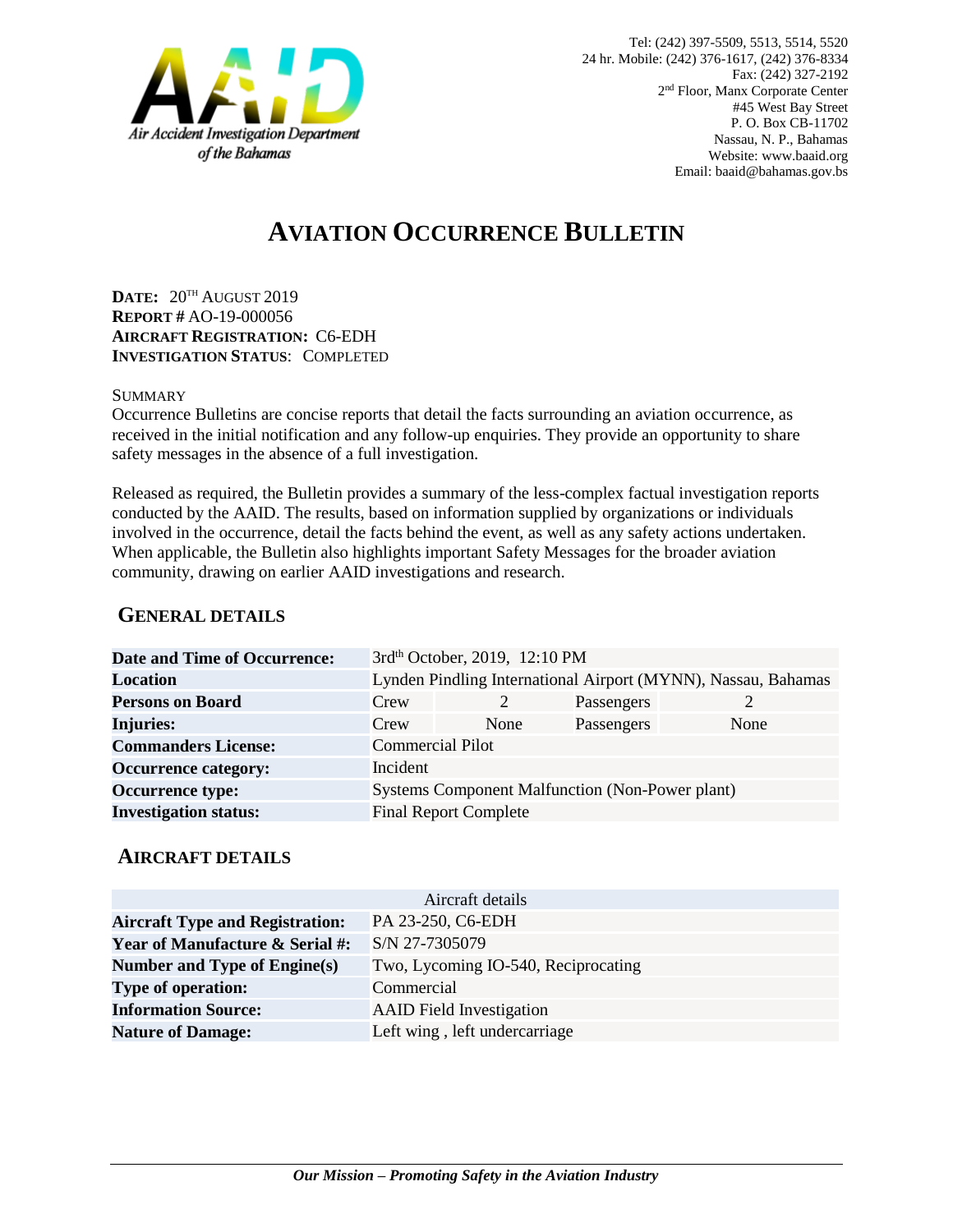Air Accident Investigation Department of the Bahamas

Tel: (242) 397-5509, 5513, 5514, 5520
24 hr. Mobile: (242) 376-1617, (242) 376-8334
Fax: (242) 327-2192
2nd Floor, Manx Corporate Center
#45 West Bay Street
P. O. Box CB-11702
Nassau, N. P., Bahamas
Website: www.baaid.org
Email: baaid@bahamas.gov.bs

# AVIATION OCCURRENCE BULLETIN

**DATE:** 20TH AUGUST 2019
**REPORT #** AO-19-000056
**AIRCRAFT REGISTRATION:** C6-EDH
**INVESTIGATION STATUS**: COMPLETED

SUMMARY

Occurrence Bulletins are concise reports that detail the facts surrounding an aviation occurrence, as received in the initial notification and any follow-up enquiries. They provide an opportunity to share safety messages in the absence of a full investigation.

Released as required, the Bulletin provides a summary of the less-complex factual investigation reports conducted by the AAID. The results, based on information supplied by organizations or individuals involved in the occurrence, detail the facts behind the event, as well as any safety actions undertaken. When applicable, the Bulletin also highlights important Safety Messages for the broader aviation community, drawing on earlier AAID investigations and research.

## GENERAL DETAILS

| | | | | |
|---|---|---|---|---|
| **Date and Time of Occurrence:** | 3rd October, 2019, 12:10 PM | | | |
| **Location** | Lynden Pindling International Airport (MYNN), Nassau, Bahamas | | | |
| **Persons on Board** | Crew | 2 | Passengers | 2 |
| **Injuries:** | Crew | None | Passengers | None |
| **Commanders License:** | Commercial Pilot | | | |
| **Occurrence category:** | Incident | | | |
| **Occurrence type:** | Systems Component Malfunction (Non-Power plant) | | | |
| **Investigation status:** | Final Report Complete | | | |

## AIRCRAFT DETAILS

| Aircraft details | |
|---|---|
| **Aircraft Type and Registration:** | PA 23-250, C6-EDH |
| **Year of Manufacture & Serial #:** | S/N 27-7305079 |
| **Number and Type of Engine(s)** | Two, Lycoming IO-540, Reciprocating |
| **Type of operation:** | Commercial |
| **Information Source:** | AAID Field Investigation |
| **Nature of Damage:** | Left wing , left undercarriage |

***Our Mission – Promoting Safety in the Aviation Industry***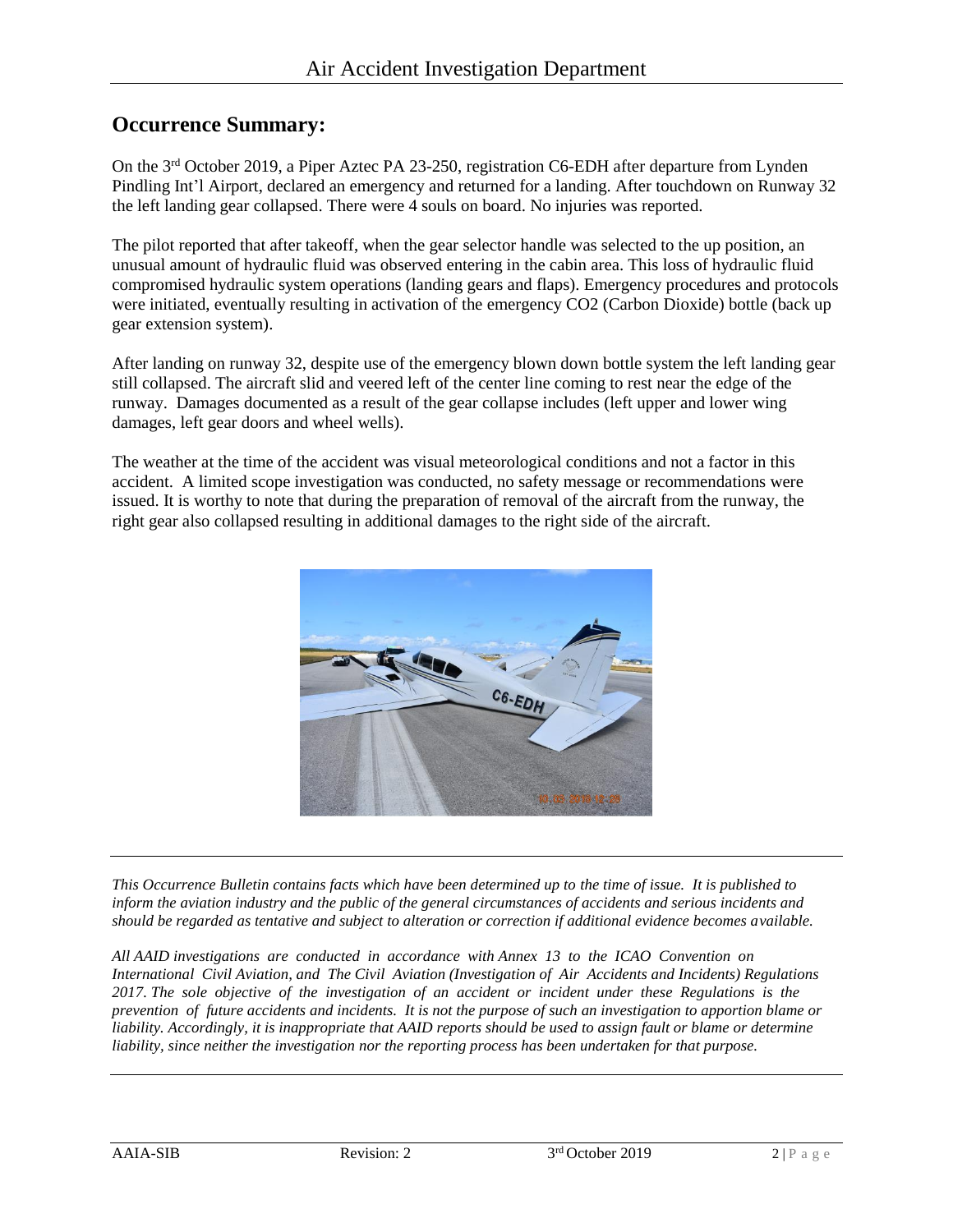## Occurrence Summary:

On the 3rd October 2019, a Piper Aztec PA 23-250, registration C6-EDH after departure from Lynden Pindling Int'l Airport, declared an emergency and returned for a landing. After touchdown on Runway 32 the left landing gear collapsed. There were 4 souls on board. No injuries was reported.

The pilot reported that after takeoff, when the gear selector handle was selected to the up position, an unusual amount of hydraulic fluid was observed entering in the cabin area. This loss of hydraulic fluid compromised hydraulic system operations (landing gears and flaps). Emergency procedures and protocols were initiated, eventually resulting in activation of the emergency $CO_2$ (Carbon Dioxide) bottle (back up gear extension system).

After landing on runway 32, despite use of the emergency blown down bottle system the left landing gear still collapsed. The aircraft slid and veered left of the center line coming to rest near the edge of the runway. Damages documented as a result of the gear collapse includes (left upper and lower wing damages, left gear doors and wheel wells).

The weather at the time of the accident was visual meteorological conditions and not a factor in this accident. A limited scope investigation was conducted, no safety message or recommendations were issued. It is worthy to note that during the preparation of removal of the aircraft from the runway, the right gear also collapsed resulting in additional damages to the right side of the aircraft.

*This Occurrence Bulletin contains facts which have been determined up to the time of issue. It is published to inform the aviation industry and the public of the general circumstances of accidents and serious incidents and should be regarded as tentative and subject to alteration or correction if additional evidence becomes available.*

*All AAID investigations are conducted in accordance with Annex 13 to the ICAO Convention on International Civil Aviation, and The Civil Aviation (Investigation of Air Accidents and Incidents) Regulations 2017. The sole objective of the investigation of an accident or incident under these Regulations is the prevention of future accidents and incidents. It is not the purpose of such an investigation to apportion blame or liability. Accordingly, it is inappropriate that AAID reports should be used to assign fault or blame or determine liability, since neither the investigation nor the reporting process has been undertaken for that purpose.*